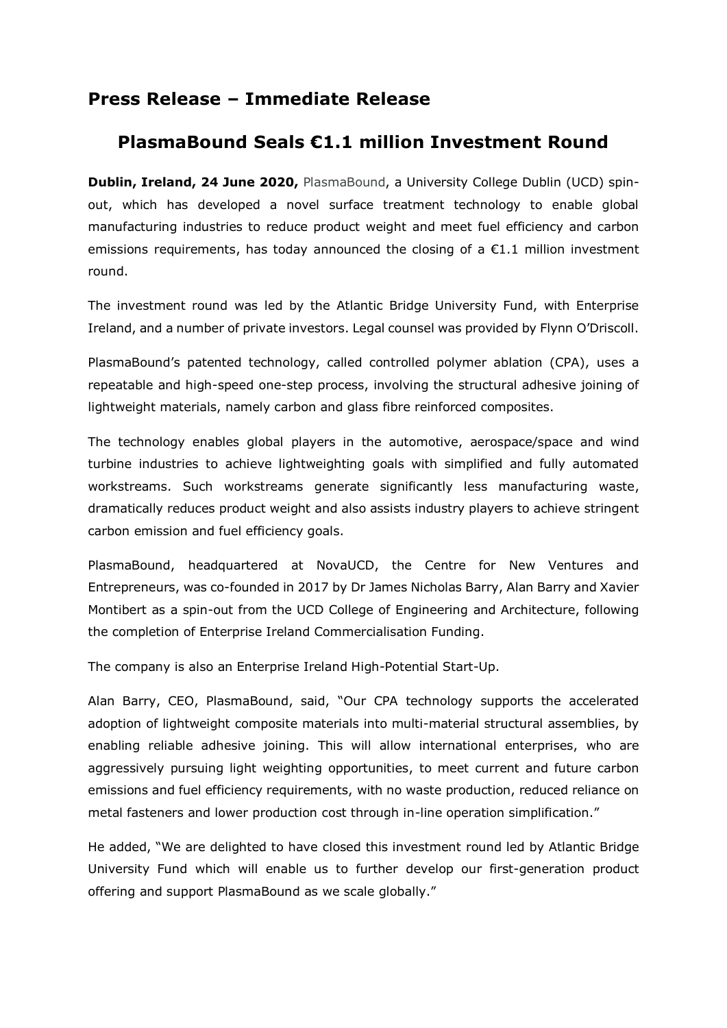## Press Release – Immediate Release

## PlasmaBound Seals €1.1 million Investment Round

**Dublin, Ireland, 24 June 2020,** PlasmaBound, a University College Dublin (UCD) spin-out, which has developed a novel surface treatment technology to enable global manufacturing industries to reduce product weight and meet fuel efficiency and carbon emissions requirements, has today announced the closing of a €1.1 million investment round.

The investment round was led by the Atlantic Bridge University Fund, with Enterprise Ireland, and a number of private investors. Legal counsel was provided by Flynn O'Driscoll.

PlasmaBound's patented technology, called controlled polymer ablation (CPA), uses a repeatable and high-speed one-step process, involving the structural adhesive joining of lightweight materials, namely carbon and glass fibre reinforced composites.

The technology enables global players in the automotive, aerospace/space and wind turbine industries to achieve lightweighting goals with simplified and fully automated workstreams. Such workstreams generate significantly less manufacturing waste, dramatically reduces product weight and also assists industry players to achieve stringent carbon emission and fuel efficiency goals.

PlasmaBound, headquartered at NovaUCD, the Centre for New Ventures and Entrepreneurs, was co-founded in 2017 by Dr James Nicholas Barry, Alan Barry and Xavier Montibert as a spin-out from the UCD College of Engineering and Architecture, following the completion of Enterprise Ireland Commercialisation Funding.

The company is also an Enterprise Ireland High-Potential Start-Up.

Alan Barry, CEO, PlasmaBound, said, "Our CPA technology supports the accelerated adoption of lightweight composite materials into multi-material structural assemblies, by enabling reliable adhesive joining. This will allow international enterprises, who are aggressively pursuing light weighting opportunities, to meet current and future carbon emissions and fuel efficiency requirements, with no waste production, reduced reliance on metal fasteners and lower production cost through in-line operation simplification."

He added, "We are delighted to have closed this investment round led by Atlantic Bridge University Fund which will enable us to further develop our first-generation product offering and support PlasmaBound as we scale globally."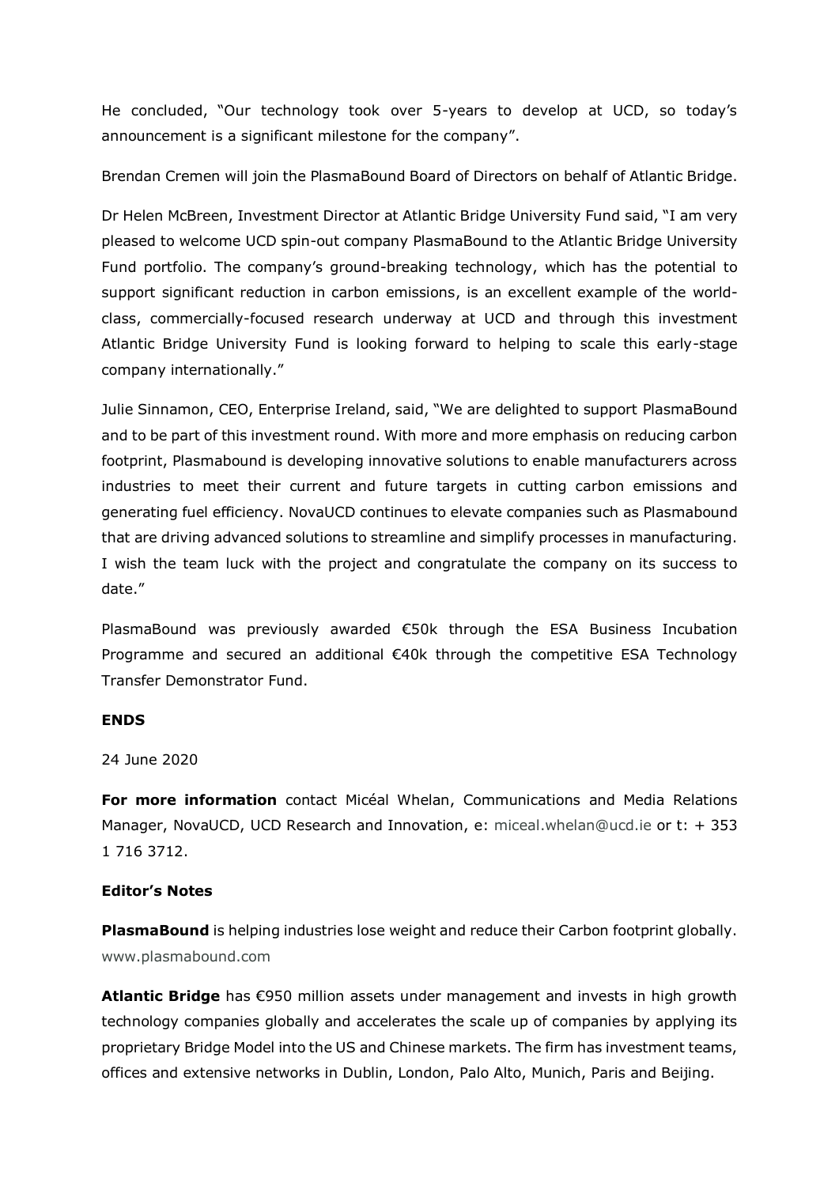He concluded, "Our technology took over 5-years to develop at UCD, so today's announcement is a significant milestone for the company".

Brendan Cremen will join the PlasmaBound Board of Directors on behalf of Atlantic Bridge.

Dr Helen McBreen, Investment Director at Atlantic Bridge University Fund said, "I am very pleased to welcome UCD spin-out company PlasmaBound to the Atlantic Bridge University Fund portfolio. The company's ground-breaking technology, which has the potential to support significant reduction in carbon emissions, is an excellent example of the world-class, commercially-focused research underway at UCD and through this investment Atlantic Bridge University Fund is looking forward to helping to scale this early-stage company internationally."

Julie Sinnamon, CEO, Enterprise Ireland, said, "We are delighted to support PlasmaBound and to be part of this investment round. With more and more emphasis on reducing carbon footprint, Plasmabound is developing innovative solutions to enable manufacturers across industries to meet their current and future targets in cutting carbon emissions and generating fuel efficiency. NovaUCD continues to elevate companies such as Plasmabound that are driving advanced solutions to streamline and simplify processes in manufacturing. I wish the team luck with the project and congratulate the company on its success to date."

PlasmaBound was previously awarded €50k through the ESA Business Incubation Programme and secured an additional €40k through the competitive ESA Technology Transfer Demonstrator Fund.

**ENDS**

24 June 2020

**For more information** contact Micéal Whelan, Communications and Media Relations Manager, NovaUCD, UCD Research and Innovation, e: miceal.whelan@ucd.ie or t: + 353 1 716 3712.

**Editor's Notes**

**PlasmaBound** is helping industries lose weight and reduce their Carbon footprint globally. www.plasmabound.com

**Atlantic Bridge** has €950 million assets under management and invests in high growth technology companies globally and accelerates the scale up of companies by applying its proprietary Bridge Model into the US and Chinese markets. The firm has investment teams, offices and extensive networks in Dublin, London, Palo Alto, Munich, Paris and Beijing.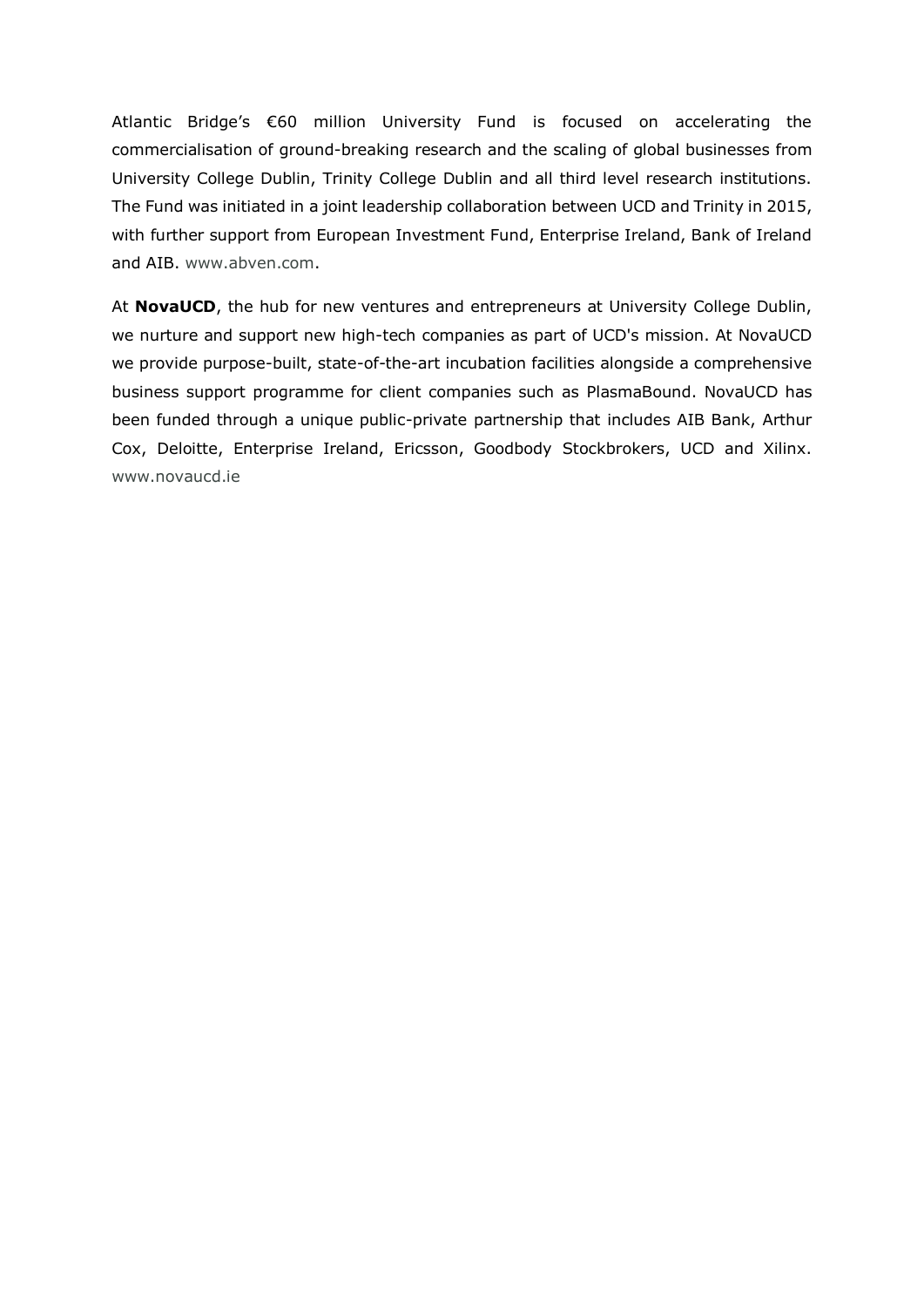Atlantic Bridge's €60 million University Fund is focused on accelerating the commercialisation of ground-breaking research and the scaling of global businesses from University College Dublin, Trinity College Dublin and all third level research institutions. The Fund was initiated in a joint leadership collaboration between UCD and Trinity in 2015, with further support from European Investment Fund, Enterprise Ireland, Bank of Ireland and AIB. www.abven.com.

At **NovaUCD**, the hub for new ventures and entrepreneurs at University College Dublin, we nurture and support new high-tech companies as part of UCD's mission. At NovaUCD we provide purpose-built, state-of-the-art incubation facilities alongside a comprehensive business support programme for client companies such as PlasmaBound. NovaUCD has been funded through a unique public-private partnership that includes AIB Bank, Arthur Cox, Deloitte, Enterprise Ireland, Ericsson, Goodbody Stockbrokers, UCD and Xilinx. www.novaucd.ie